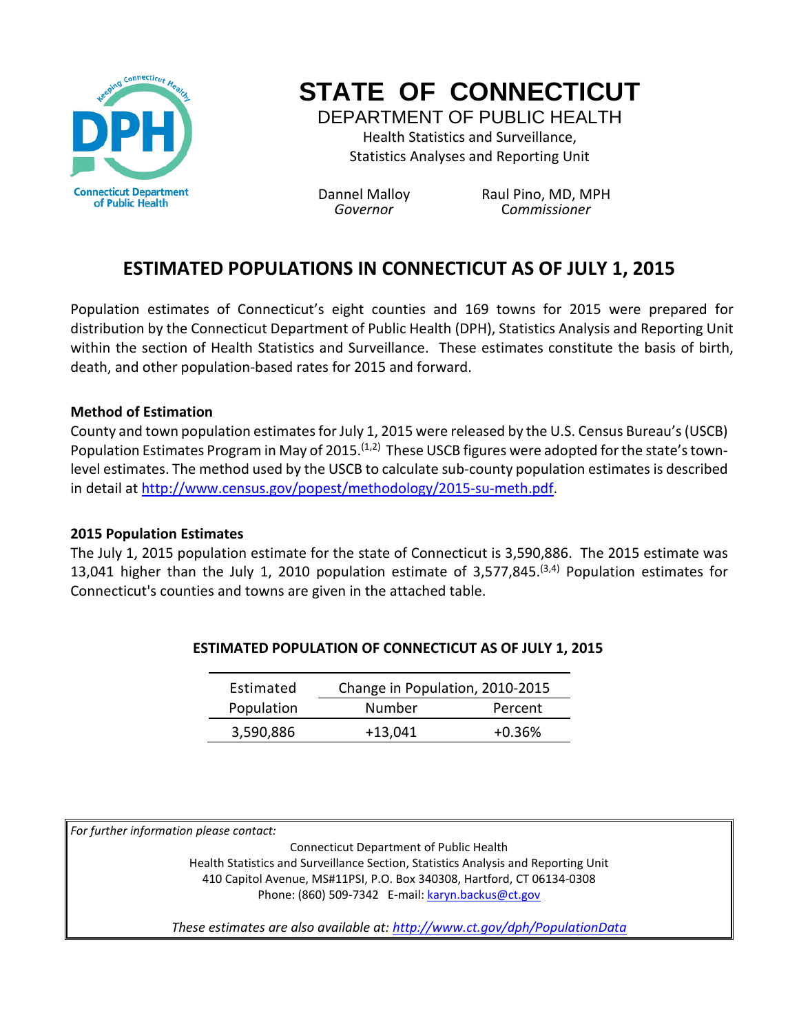# STATE OF CONNECTICUT

## DEPARTMENT OF PUBLIC HEALTH

Health Statistics and Surveillance,
Statistics Analyses and Reporting Unit

Dannel Malloy
*Governor*

Raul Pino, MD, MPH
*Commissioner*

## ESTIMATED POPULATIONS IN CONNECTICUT AS OF JULY 1, 2015

Population estimates of Connecticut's eight counties and 169 towns for 2015 were prepared for distribution by the Connecticut Department of Public Health (DPH), Statistics Analysis and Reporting Unit within the section of Health Statistics and Surveillance. These estimates constitute the basis of birth, death, and other population-based rates for 2015 and forward.

### Method of Estimation

County and town population estimates for July 1, 2015 were released by the U.S. Census Bureau's (USCB) Population Estimates Program in May of 2015.[1,2] These USCB figures were adopted for the state's town-level estimates. The method used by the USCB to calculate sub-county population estimates is described in detail at http://www.census.gov/popest/methodology/2015-su-meth.pdf.

### 2015 Population Estimates

The July 1, 2015 population estimate for the state of Connecticut is 3,590,886. The 2015 estimate was 13,041 higher than the July 1, 2010 population estimate of 3,577,845.[3,4] Population estimates for Connecticut's counties and towns are given in the attached table.

**ESTIMATED POPULATION OF CONNECTICUT AS OF JULY 1, 2015**

| Estimated | Change in Population, 2010-2015 | |
|---|---|---|
| Population | Number | Percent |
| 3,590,886 | +13,041 | +0.36% |

*For further information please contact:*

Connecticut Department of Public Health
Health Statistics and Surveillance Section, Statistics Analysis and Reporting Unit
410 Capitol Avenue, MS#11PSI, P.O. Box 340308, Hartford, CT 06134-0308
Phone: (860) 509-7342 E-mail: karyn.backus@ct.gov

*These estimates are also available at: http://www.ct.gov/dph/PopulationData*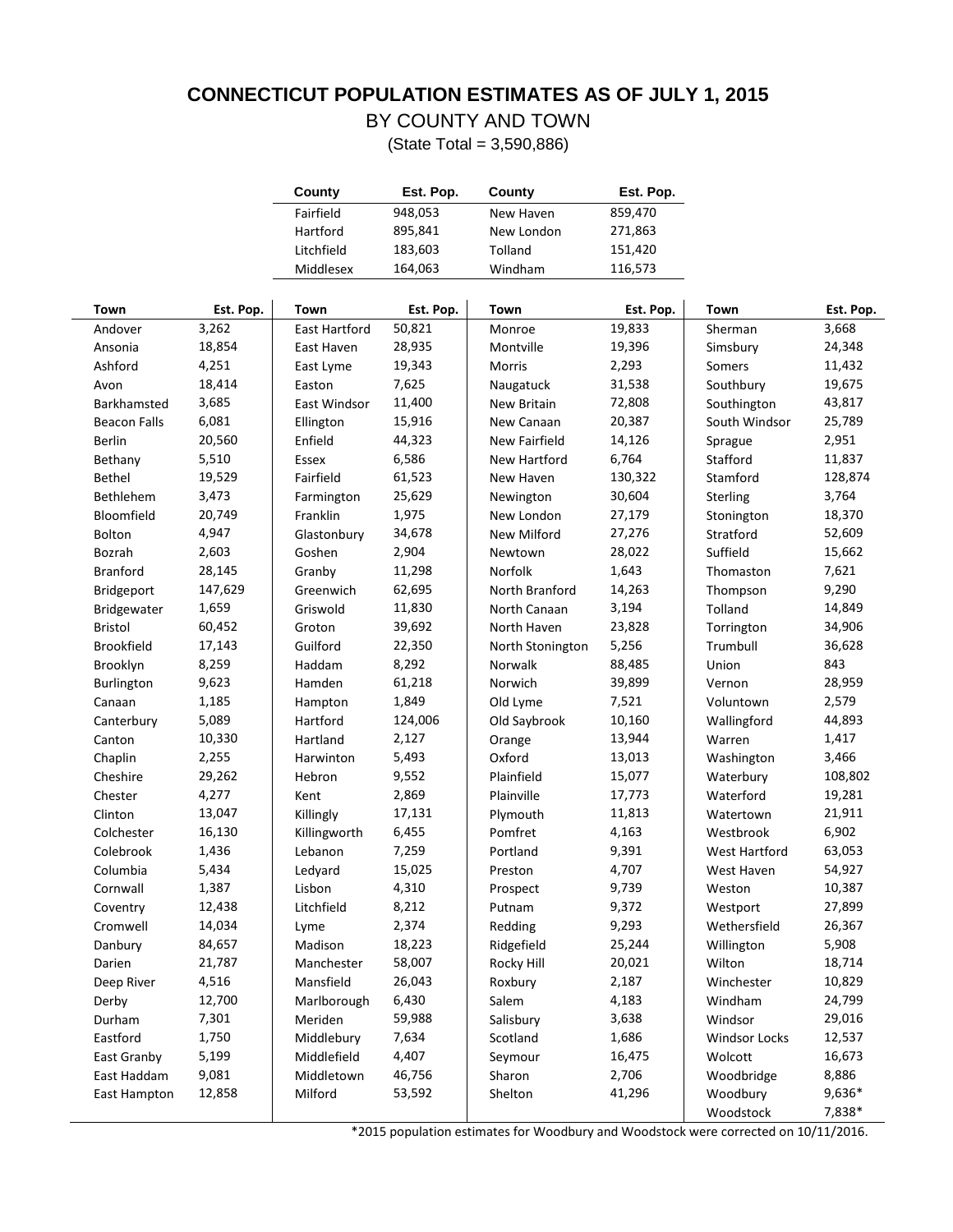# CONNECTICUT POPULATION ESTIMATES AS OF JULY 1, 2015

## BY COUNTY AND TOWN

(State Total = 3,590,886)

| County | Est. Pop. | County | Est. Pop. |
|---|---|---|---|
| Fairfield | 948,053 | New Haven | 859,470 |
| Hartford | 895,841 | New London | 271,863 |
| Litchfield | 183,603 | Tolland | 151,420 |
| Middlesex | 164,063 | Windham | 116,573 |

| Town | Est. Pop. | Town | Est. Pop. | Town | Est. Pop. | Town | Est. Pop. |
|---|---|---|---|---|---|---|---|
| Andover | 3,262 | East Hartford | 50,821 | Monroe | 19,833 | Sherman | 3,668 |
| Ansonia | 18,854 | East Haven | 28,935 | Montville | 19,396 | Simsbury | 24,348 |
| Ashford | 4,251 | East Lyme | 19,343 | Morris | 2,293 | Somers | 11,432 |
| Avon | 18,414 | Easton | 7,625 | Naugatuck | 31,538 | Southbury | 19,675 |
| Barkhamsted | 3,685 | East Windsor | 11,400 | New Britain | 72,808 | Southington | 43,817 |
| Beacon Falls | 6,081 | Ellington | 15,916 | New Canaan | 20,387 | South Windsor | 25,789 |
| Berlin | 20,560 | Enfield | 44,323 | New Fairfield | 14,126 | Sprague | 2,951 |
| Bethany | 5,510 | Essex | 6,586 | New Hartford | 6,764 | Stafford | 11,837 |
| Bethel | 19,529 | Fairfield | 61,523 | New Haven | 130,322 | Stamford | 128,874 |
| Bethlehem | 3,473 | Farmington | 25,629 | Newington | 30,604 | Sterling | 3,764 |
| Bloomfield | 20,749 | Franklin | 1,975 | New London | 27,179 | Stonington | 18,370 |
| Bolton | 4,947 | Glastonbury | 34,678 | New Milford | 27,276 | Stratford | 52,609 |
| Bozrah | 2,603 | Goshen | 2,904 | Newtown | 28,022 | Suffield | 15,662 |
| Branford | 28,145 | Granby | 11,298 | Norfolk | 1,643 | Thomaston | 7,621 |
| Bridgeport | 147,629 | Greenwich | 62,695 | North Branford | 14,263 | Thompson | 9,290 |
| Bridgewater | 1,659 | Griswold | 11,830 | North Canaan | 3,194 | Tolland | 14,849 |
| Bristol | 60,452 | Groton | 39,692 | North Haven | 23,828 | Torrington | 34,906 |
| Brookfield | 17,143 | Guilford | 22,350 | North Stonington | 5,256 | Trumbull | 36,628 |
| Brooklyn | 8,259 | Haddam | 8,292 | Norwalk | 88,485 | Union | 843 |
| Burlington | 9,623 | Hamden | 61,218 | Norwich | 39,899 | Vernon | 28,959 |
| Canaan | 1,185 | Hampton | 1,849 | Old Lyme | 7,521 | Voluntown | 2,579 |
| Canterbury | 5,089 | Hartford | 124,006 | Old Saybrook | 10,160 | Wallingford | 44,893 |
| Canton | 10,330 | Hartland | 2,127 | Orange | 13,944 | Warren | 1,417 |
| Chaplin | 2,255 | Harwinton | 5,493 | Oxford | 13,013 | Washington | 3,466 |
| Cheshire | 29,262 | Hebron | 9,552 | Plainfield | 15,077 | Waterbury | 108,802 |
| Chester | 4,277 | Kent | 2,869 | Plainville | 17,773 | Waterford | 19,281 |
| Clinton | 13,047 | Killingly | 17,131 | Plymouth | 11,813 | Watertown | 21,911 |
| Colchester | 16,130 | Killingworth | 6,455 | Pomfret | 4,163 | Westbrook | 6,902 |
| Colebrook | 1,436 | Lebanon | 7,259 | Portland | 9,391 | West Hartford | 63,053 |
| Columbia | 5,434 | Ledyard | 15,025 | Preston | 4,707 | West Haven | 54,927 |
| Cornwall | 1,387 | Lisbon | 4,310 | Prospect | 9,739 | Weston | 10,387 |
| Coventry | 12,438 | Litchfield | 8,212 | Putnam | 9,372 | Westport | 27,899 |
| Cromwell | 14,034 | Lyme | 2,374 | Redding | 9,293 | Wethersfield | 26,367 |
| Danbury | 84,657 | Madison | 18,223 | Ridgefield | 25,244 | Willington | 5,908 |
| Darien | 21,787 | Manchester | 58,007 | Rocky Hill | 20,021 | Wilton | 18,714 |
| Deep River | 4,516 | Mansfield | 26,043 | Roxbury | 2,187 | Winchester | 10,829 |
| Derby | 12,700 | Marlborough | 6,430 | Salem | 4,183 | Windham | 24,799 |
| Durham | 7,301 | Meriden | 59,988 | Salisbury | 3,638 | Windsor | 29,016 |
| Eastford | 1,750 | Middlebury | 7,634 | Scotland | 1,686 | Windsor Locks | 12,537 |
| East Granby | 5,199 | Middlefield | 4,407 | Seymour | 16,475 | Wolcott | 16,673 |
| East Haddam | 9,081 | Middletown | 46,756 | Sharon | 2,706 | Woodbridge | 8,886 |
| East Hampton | 12,858 | Milford | 53,592 | Shelton | 41,296 | Woodbury | 9,636* |
| | | | | | | Woodstock | 7,838* |

*2015 population estimates for Woodbury and Woodstock were corrected on 10/11/2016.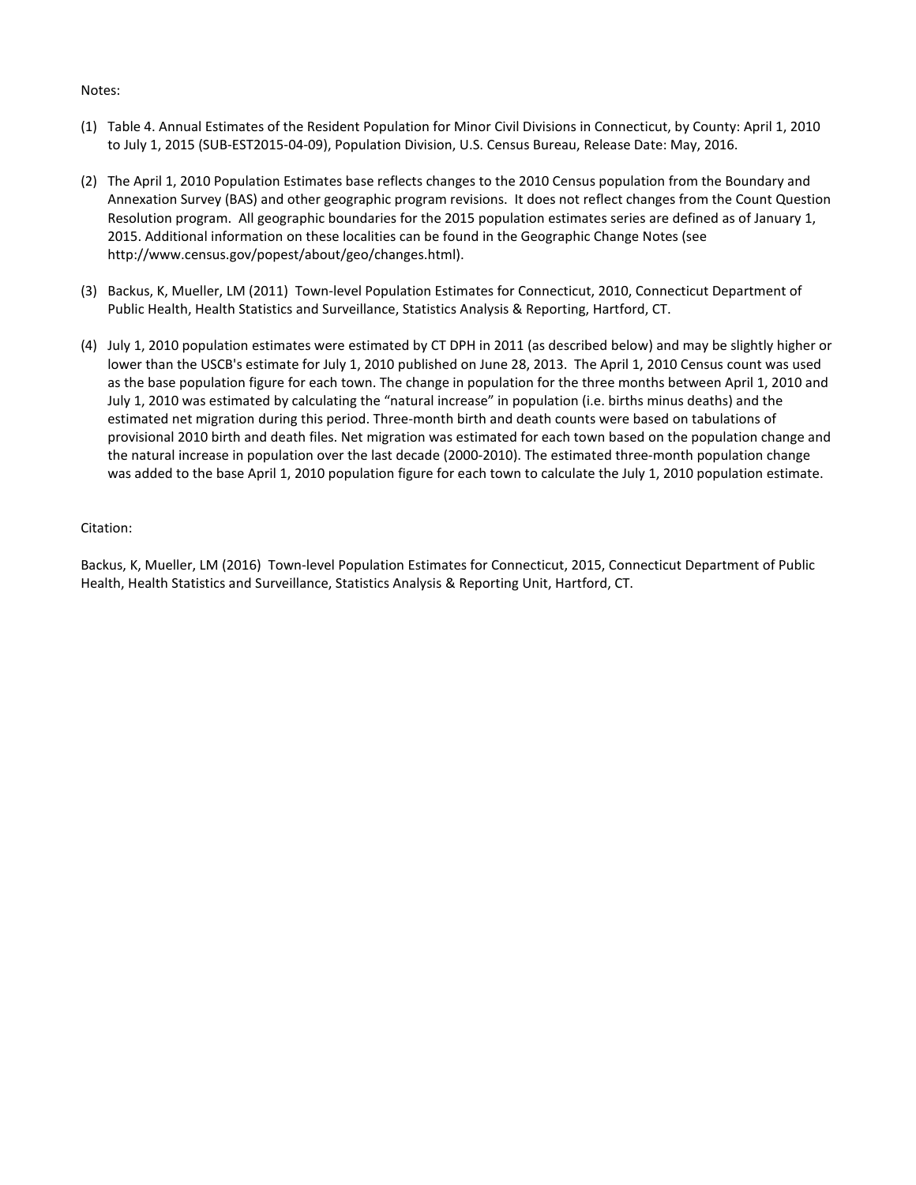Notes:

(1) Table 4. Annual Estimates of the Resident Population for Minor Civil Divisions in Connecticut, by County: April 1, 2010 to July 1, 2015 (SUB-EST2015-04-09), Population Division, U.S. Census Bureau, Release Date: May, 2016.

(2) The April 1, 2010 Population Estimates base reflects changes to the 2010 Census population from the Boundary and Annexation Survey (BAS) and other geographic program revisions. It does not reflect changes from the Count Question Resolution program. All geographic boundaries for the 2015 population estimates series are defined as of January 1, 2015. Additional information on these localities can be found in the Geographic Change Notes (see http://www.census.gov/popest/about/geo/changes.html).

(3) Backus, K, Mueller, LM (2011) Town-level Population Estimates for Connecticut, 2010, Connecticut Department of Public Health, Health Statistics and Surveillance, Statistics Analysis & Reporting, Hartford, CT.

(4) July 1, 2010 population estimates were estimated by CT DPH in 2011 (as described below) and may be slightly higher or lower than the USCB's estimate for July 1, 2010 published on June 28, 2013. The April 1, 2010 Census count was used as the base population figure for each town. The change in population for the three months between April 1, 2010 and July 1, 2010 was estimated by calculating the "natural increase" in population (i.e. births minus deaths) and the estimated net migration during this period. Three-month birth and death counts were based on tabulations of provisional 2010 birth and death files. Net migration was estimated for each town based on the population change and the natural increase in population over the last decade (2000-2010). The estimated three-month population change was added to the base April 1, 2010 population figure for each town to calculate the July 1, 2010 population estimate.

Citation:

Backus, K, Mueller, LM (2016) Town-level Population Estimates for Connecticut, 2015, Connecticut Department of Public Health, Health Statistics and Surveillance, Statistics Analysis & Reporting Unit, Hartford, CT.